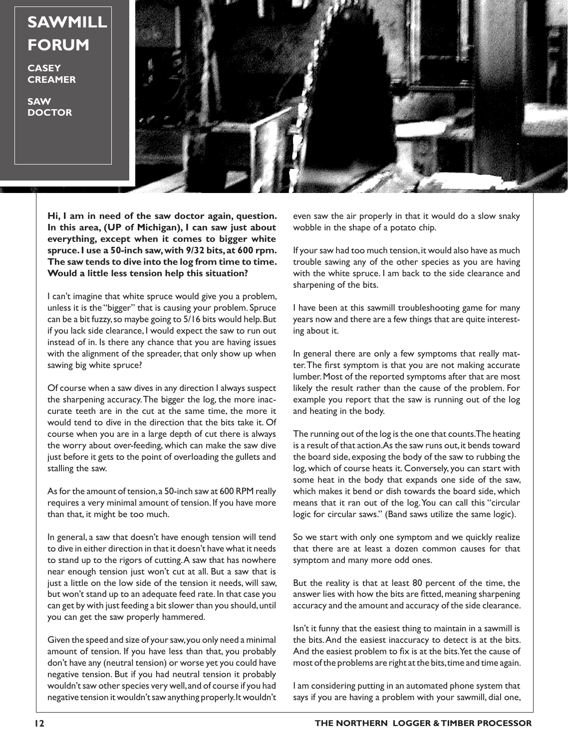# SAWMILL FORUM

**CASEY CREAMER**

**SAW DOCTOR**

**Hi, I am in need of the saw doctor again, question. In this area, (UP of Michigan), I can saw just about everything, except when it comes to bigger white spruce. I use a 50-inch saw, with 9/32 bits, at 600 rpm. The saw tends to dive into the log from time to time. Would a little less tension help this situation?**

I can't imagine that white spruce would give you a problem, unless it is the "bigger" that is causing your problem. Spruce can be a bit fuzzy, so maybe going to 5/16 bits would help. But if you lack side clearance, I would expect the saw to run out instead of in. Is there any chance that you are having issues with the alignment of the spreader, that only show up when sawing big white spruce?

Of course when a saw dives in any direction I always suspect the sharpening accuracy. The bigger the log, the more inaccurate teeth are in the cut at the same time, the more it would tend to dive in the direction that the bits take it. Of course when you are in a large depth of cut there is always the worry about over-feeding, which can make the saw dive just before it gets to the point of overloading the gullets and stalling the saw.

As for the amount of tension, a 50-inch saw at 600 RPM really requires a very minimal amount of tension. If you have more than that, it might be too much.

In general, a saw that doesn't have enough tension will tend to dive in either direction in that it doesn't have what it needs to stand up to the rigors of cutting. A saw that has nowhere near enough tension just won't cut at all. But a saw that is just a little on the low side of the tension it needs, will saw, but won't stand up to an adequate feed rate. In that case you can get by with just feeding a bit slower than you should, until you can get the saw properly hammered.

Given the speed and size of your saw, you only need a minimal amount of tension. If you have less than that, you probably don't have any (neutral tension) or worse yet you could have negative tension. But if you had neutral tension it probably wouldn't saw other species very well, and of course if you had negative tension it wouldn't saw anything properly. It wouldn't even saw the air properly in that it would do a slow snaky wobble in the shape of a potato chip.

If your saw had too much tension, it would also have as much trouble sawing any of the other species as you are having with the white spruce. I am back to the side clearance and sharpening of the bits.

I have been at this sawmill troubleshooting game for many years now and there are a few things that are quite interesting about it.

In general there are only a few symptoms that really matter. The first symptom is that you are not making accurate lumber. Most of the reported symptoms after that are most likely the result rather than the cause of the problem. For example you report that the saw is running out of the log and heating in the body.

The running out of the log is the one that counts. The heating is a result of that action. As the saw runs out, it bends toward the board side, exposing the body of the saw to rubbing the log, which of course heats it. Conversely, you can start with some heat in the body that expands one side of the saw, which makes it bend or dish towards the board side, which means that it ran out of the log. You can call this "circular logic for circular saws." (Band saws utilize the same logic).

So we start with only one symptom and we quickly realize that there are at least a dozen common causes for that symptom and many more odd ones.

But the reality is that at least 80 percent of the time, the answer lies with how the bits are fitted, meaning sharpening accuracy and the amount and accuracy of the side clearance.

Isn't it funny that the easiest thing to maintain in a sawmill is the bits. And the easiest inaccuracy to detect is at the bits. And the easiest problem to fix is at the bits. Yet the cause of most of the problems are right at the bits, time and time again.

I am considering putting in an automated phone system that says if you are having a problem with your sawmill, dial one,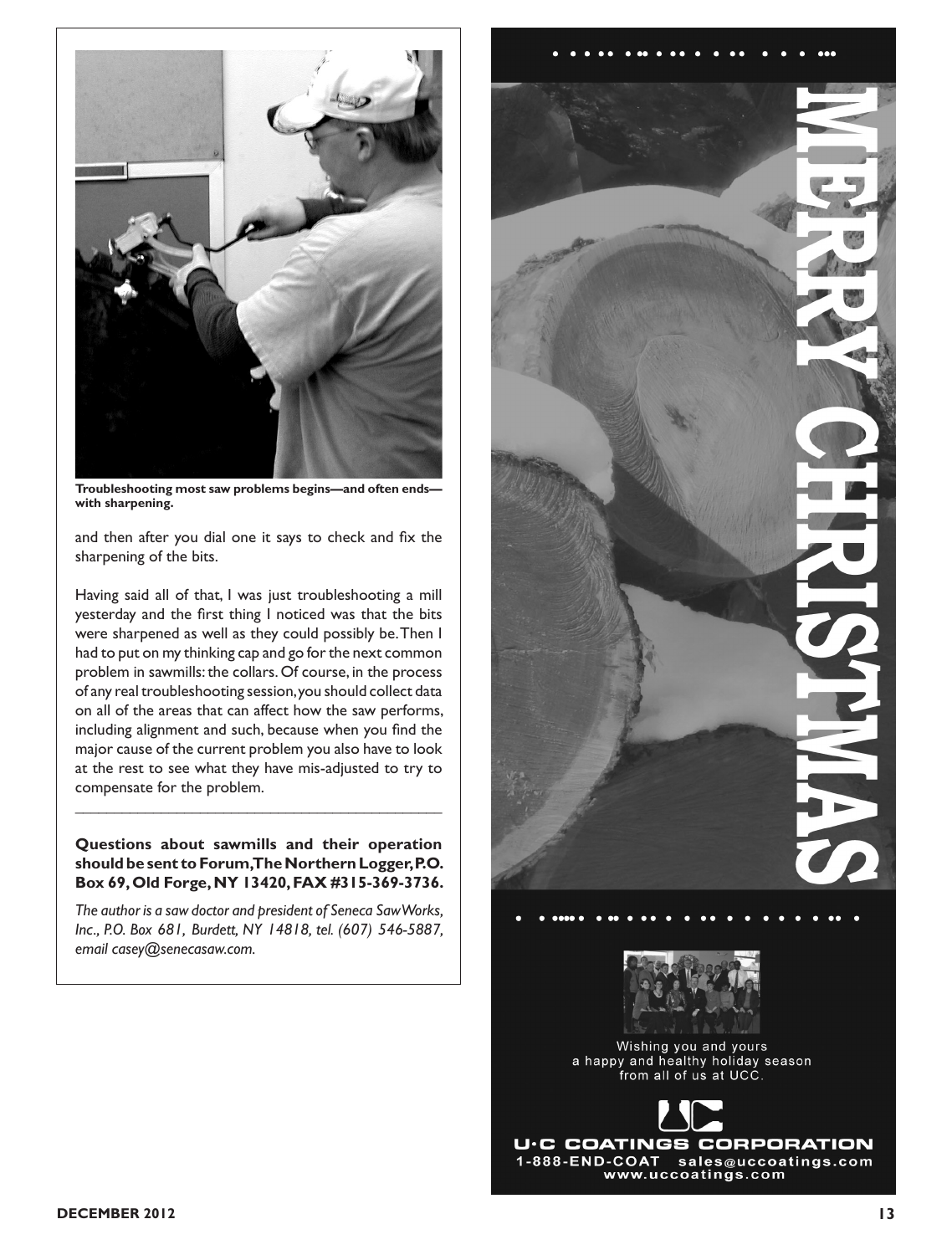Troubleshooting most saw problems begins—and often ends—with sharpening.

and then after you dial one it says to check and fix the sharpening of the bits.

Having said all of that, I was just troubleshooting a mill yesterday and the first thing I noticed was that the bits were sharpened as well as they could possibly be. Then I had to put on my thinking cap and go for the next common problem in sawmills: the collars. Of course, in the process of any real troubleshooting session, you should collect data on all of the areas that can affect how the saw performs, including alignment and such, because when you find the major cause of the current problem you also have to look at the rest to see what they have mis-adjusted to try to compensate for the problem.

---

**Questions about sawmills and their operation should be sent to Forum, The Northern Logger, P.O. Box 69, Old Forge, NY 13420, FAX #315-369-3736.**

*The author is a saw doctor and president of Seneca Saw Works, Inc., P.O. Box 681, Burdett, NY 14818, tel. (607) 546-5887, email casey@senecasaw.com.*

MERRY CHRISTMAS

Wishing you and yours
a happy and healthy holiday season
from all of us at UCC.

U·C COATINGS CORPORATION
1-888-END-COAT sales@uccoatings.com
www.uccoatings.com